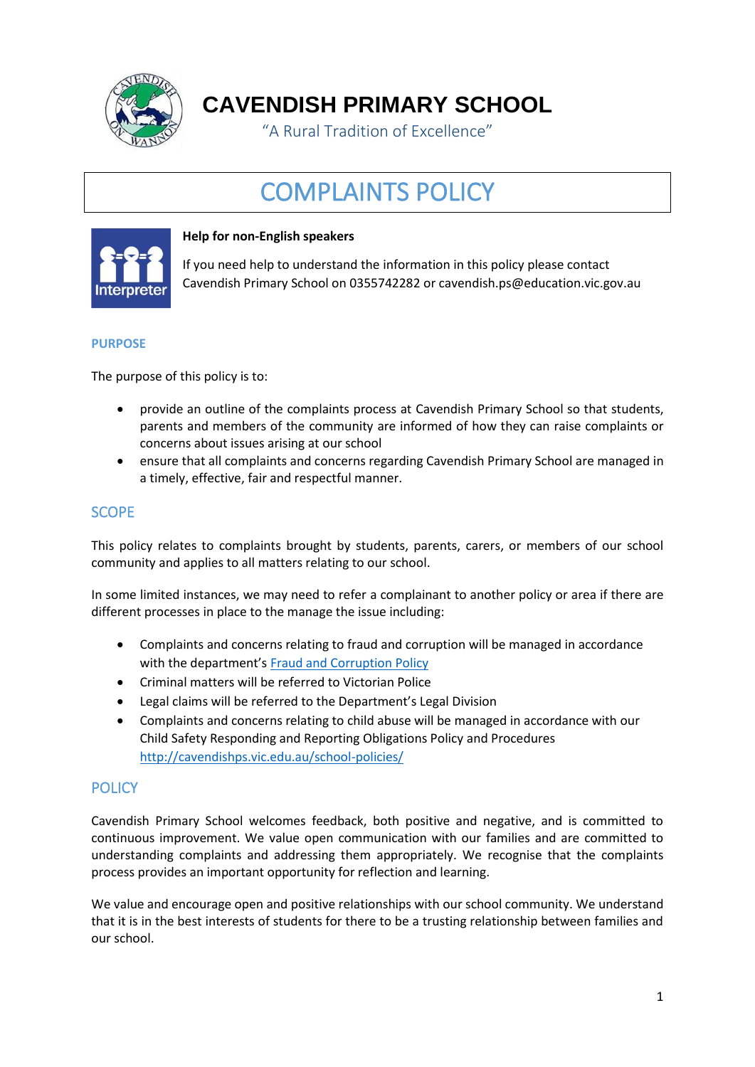# CAVENDISH PRIMARY SCHOOL

"A Rural Tradition of Excellence"

# COMPLAINTS POLICY

**Help for non-English speakers**

If you need help to understand the information in this policy please contact Cavendish Primary School on 0355742282 or cavendish.ps@education.vic.gov.au

## PURPOSE

The purpose of this policy is to:

- provide an outline of the complaints process at Cavendish Primary School so that students, parents and members of the community are informed of how they can raise complaints or concerns about issues arising at our school
- ensure that all complaints and concerns regarding Cavendish Primary School are managed in a timely, effective, fair and respectful manner.

## SCOPE

This policy relates to complaints brought by students, parents, carers, or members of our school community and applies to all matters relating to our school.

In some limited instances, we may need to refer a complainant to another policy or area if there are different processes in place to the manage the issue including:

- Complaints and concerns relating to fraud and corruption will be managed in accordance with the department's Fraud and Corruption Policy
- Criminal matters will be referred to Victorian Police
- Legal claims will be referred to the Department's Legal Division
- Complaints and concerns relating to child abuse will be managed in accordance with our Child Safety Responding and Reporting Obligations Policy and Procedures http://cavendishps.vic.edu.au/school-policies/

## POLICY

Cavendish Primary School welcomes feedback, both positive and negative, and is committed to continuous improvement. We value open communication with our families and are committed to understanding complaints and addressing them appropriately. We recognise that the complaints process provides an important opportunity for reflection and learning.

We value and encourage open and positive relationships with our school community. We understand that it is in the best interests of students for there to be a trusting relationship between families and our school.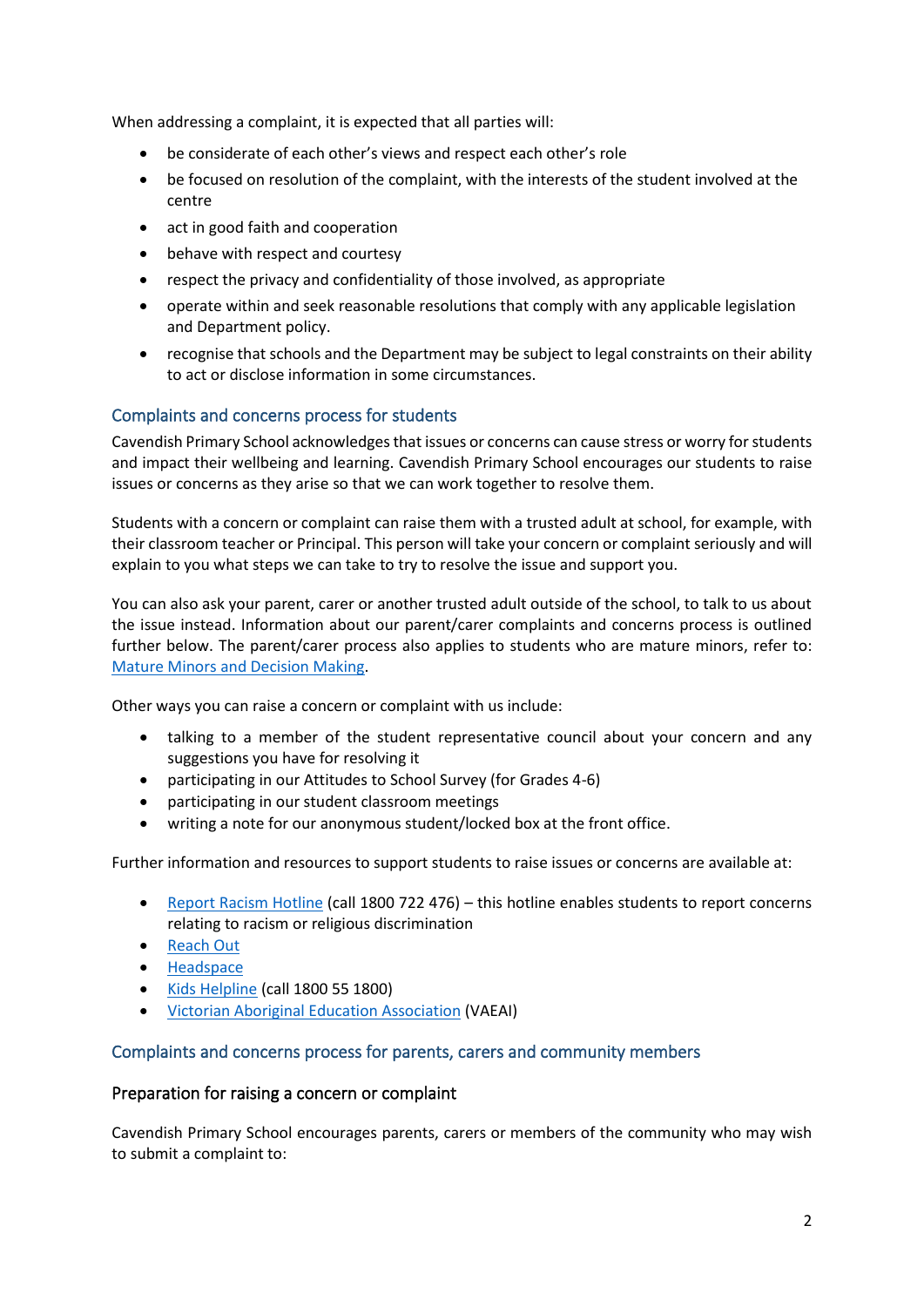When addressing a complaint, it is expected that all parties will:

- be considerate of each other's views and respect each other's role
- be focused on resolution of the complaint, with the interests of the student involved at the centre
- act in good faith and cooperation
- behave with respect and courtesy
- respect the privacy and confidentiality of those involved, as appropriate
- operate within and seek reasonable resolutions that comply with any applicable legislation and Department policy.
- recognise that schools and the Department may be subject to legal constraints on their ability to act or disclose information in some circumstances.

## Complaints and concerns process for students

Cavendish Primary School acknowledges that issues or concerns can cause stress or worry for students and impact their wellbeing and learning. Cavendish Primary School encourages our students to raise issues or concerns as they arise so that we can work together to resolve them.

Students with a concern or complaint can raise them with a trusted adult at school, for example, with their classroom teacher or Principal. This person will take your concern or complaint seriously and will explain to you what steps we can take to try to resolve the issue and support you.

You can also ask your parent, carer or another trusted adult outside of the school, to talk to us about the issue instead. Information about our parent/carer complaints and concerns process is outlined further below. The parent/carer process also applies to students who are mature minors, refer to: Mature Minors and Decision Making.

Other ways you can raise a concern or complaint with us include:

- talking to a member of the student representative council about your concern and any suggestions you have for resolving it
- participating in our Attitudes to School Survey (for Grades 4-6)
- participating in our student classroom meetings
- writing a note for our anonymous student/locked box at the front office.

Further information and resources to support students to raise issues or concerns are available at:

- Report Racism Hotline (call 1800 722 476) – this hotline enables students to report concerns relating to racism or religious discrimination
- Reach Out
- Headspace
- Kids Helpline (call 1800 55 1800)
- Victorian Aboriginal Education Association (VAEAI)

## Complaints and concerns process for parents, carers and community members

### Preparation for raising a concern or complaint

Cavendish Primary School encourages parents, carers or members of the community who may wish to submit a complaint to: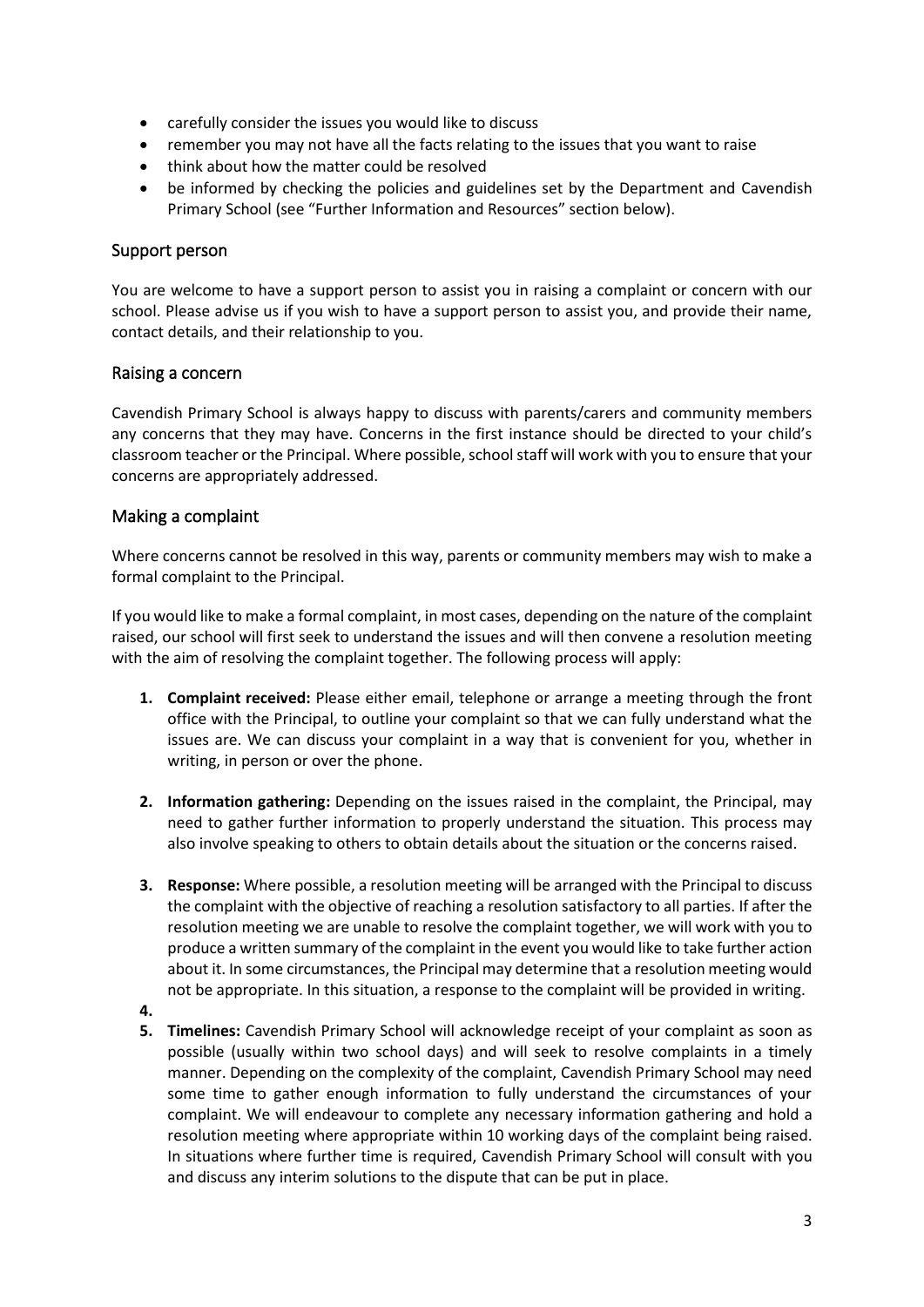- carefully consider the issues you would like to discuss
- remember you may not have all the facts relating to the issues that you want to raise
- think about how the matter could be resolved
- be informed by checking the policies and guidelines set by the Department and Cavendish Primary School (see "Further Information and Resources" section below).

## Support person

You are welcome to have a support person to assist you in raising a complaint or concern with our school. Please advise us if you wish to have a support person to assist you, and provide their name, contact details, and their relationship to you.

## Raising a concern

Cavendish Primary School is always happy to discuss with parents/carers and community members any concerns that they may have. Concerns in the first instance should be directed to your child's classroom teacher or the Principal. Where possible, school staff will work with you to ensure that your concerns are appropriately addressed.

## Making a complaint

Where concerns cannot be resolved in this way, parents or community members may wish to make a formal complaint to the Principal.

If you would like to make a formal complaint, in most cases, depending on the nature of the complaint raised, our school will first seek to understand the issues and will then convene a resolution meeting with the aim of resolving the complaint together. The following process will apply:

1. **Complaint received:** Please either email, telephone or arrange a meeting through the front office with the Principal, to outline your complaint so that we can fully understand what the issues are. We can discuss your complaint in a way that is convenient for you, whether in writing, in person or over the phone.

2. **Information gathering:** Depending on the issues raised in the complaint, the Principal, may need to gather further information to properly understand the situation. This process may also involve speaking to others to obtain details about the situation or the concerns raised.

3. **Response:** Where possible, a resolution meeting will be arranged with the Principal to discuss the complaint with the objective of reaching a resolution satisfactory to all parties. If after the resolution meeting we are unable to resolve the complaint together, we will work with you to produce a written summary of the complaint in the event you would like to take further action about it. In some circumstances, the Principal may determine that a resolution meeting would not be appropriate. In this situation, a response to the complaint will be provided in writing.

4. 

5. **Timelines:** Cavendish Primary School will acknowledge receipt of your complaint as soon as possible (usually within two school days) and will seek to resolve complaints in a timely manner. Depending on the complexity of the complaint, Cavendish Primary School may need some time to gather enough information to fully understand the circumstances of your complaint. We will endeavour to complete any necessary information gathering and hold a resolution meeting where appropriate within 10 working days of the complaint being raised. In situations where further time is required, Cavendish Primary School will consult with you and discuss any interim solutions to the dispute that can be put in place.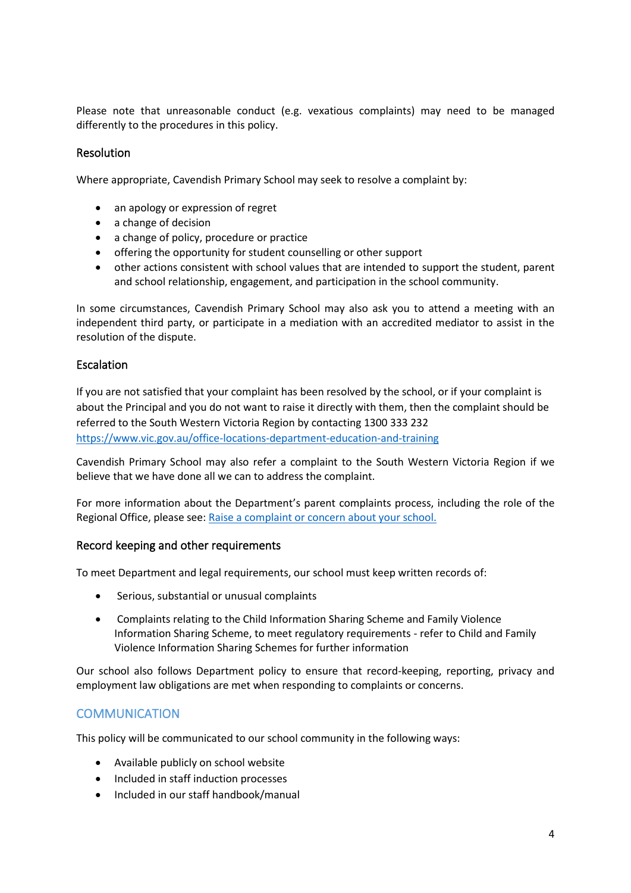Please note that unreasonable conduct (e.g. vexatious complaints) may need to be managed differently to the procedures in this policy.

### Resolution

Where appropriate, Cavendish Primary School may seek to resolve a complaint by:

- an apology or expression of regret
- a change of decision
- a change of policy, procedure or practice
- offering the opportunity for student counselling or other support
- other actions consistent with school values that are intended to support the student, parent and school relationship, engagement, and participation in the school community.

In some circumstances, Cavendish Primary School may also ask you to attend a meeting with an independent third party, or participate in a mediation with an accredited mediator to assist in the resolution of the dispute.

### Escalation

If you are not satisfied that your complaint has been resolved by the school, or if your complaint is about the Principal and you do not want to raise it directly with them, then the complaint should be referred to the South Western Victoria Region by contacting 1300 333 232 [https://www.vic.gov.au/office-locations-department-education-and-training](https://www.vic.gov.au/office-locations-department-education-and-training)

Cavendish Primary School may also refer a complaint to the South Western Victoria Region if we believe that we have done all we can to address the complaint.

For more information about the Department's parent complaints process, including the role of the Regional Office, please see: [Raise a complaint or concern about your school.](#)

### Record keeping and other requirements

To meet Department and legal requirements, our school must keep written records of:

- Serious, substantial or unusual complaints
- Complaints relating to the Child Information Sharing Scheme and Family Violence Information Sharing Scheme, to meet regulatory requirements - refer to Child and Family Violence Information Sharing Schemes for further information

Our school also follows Department policy to ensure that record-keeping, reporting, privacy and employment law obligations are met when responding to complaints or concerns.

## COMMUNICATION

This policy will be communicated to our school community in the following ways:

- Available publicly on school website
- Included in staff induction processes
- Included in our staff handbook/manual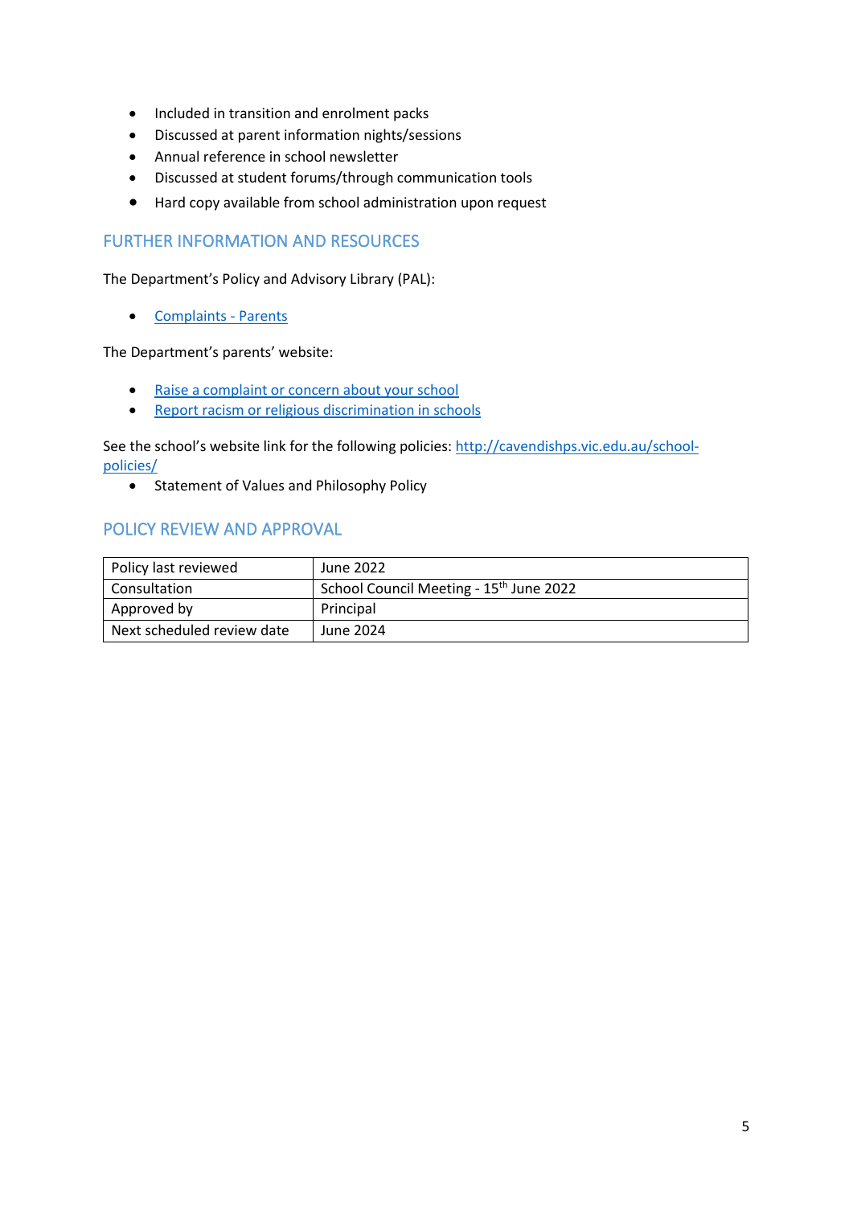- Included in transition and enrolment packs
- Discussed at parent information nights/sessions
- Annual reference in school newsletter
- Discussed at student forums/through communication tools
- Hard copy available from school administration upon request

## FURTHER INFORMATION AND RESOURCES

The Department's Policy and Advisory Library (PAL):

- Complaints - Parents

The Department's parents' website:

- Raise a complaint or concern about your school
- Report racism or religious discrimination in schools

See the school's website link for the following policies: http://cavendishps.vic.edu.au/school-policies/

- Statement of Values and Philosophy Policy

## POLICY REVIEW AND APPROVAL

| | |
|---|---|
| Policy last reviewed | June 2022 |
| Consultation | School Council Meeting - 15th June 2022 |
| Approved by | Principal |
| Next scheduled review date | June 2024 |